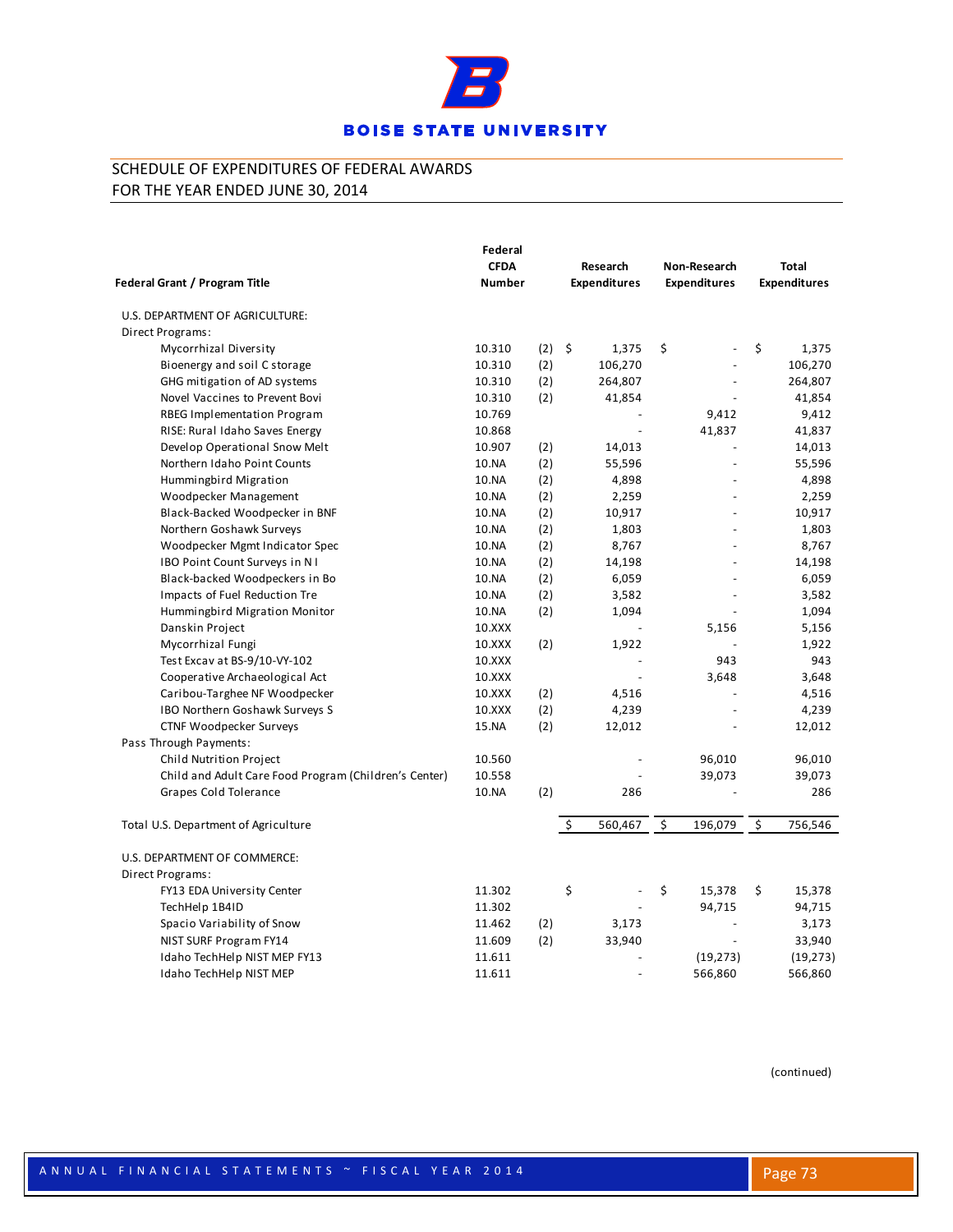# BOISE STATE UNIVERSITY

## SCHEDULE OF EXPENDITURES OF FEDERAL AWARDS
## FOR THE YEAR ENDED JUNE 30, 2014

| Federal Grant / Program Title | Federal CFDA Number | | Research Expenditures | Non-Research Expenditures | Total Expenditures |
|---|---|---|---|---|---|
| U.S. DEPARTMENT OF AGRICULTURE: | | | | | |
| Direct Programs: | | | | | |
| Mycorrhizal Diversity | 10.310 | (2) | $ 1,375 | $ - | $ 1,375 |
| Bioenergy and soil C storage | 10.310 | (2) | 106,270 | - | 106,270 |
| GHG mitigation of AD systems | 10.310 | (2) | 264,807 | - | 264,807 |
| Novel Vaccines to Prevent Bovi | 10.310 | (2) | 41,854 | - | 41,854 |
| RBEG Implementation Program | 10.769 | | - | 9,412 | 9,412 |
| RISE: Rural Idaho Saves Energy | 10.868 | | - | 41,837 | 41,837 |
| Develop Operational Snow Melt | 10.907 | (2) | 14,013 | - | 14,013 |
| Northern Idaho Point Counts | 10.NA | (2) | 55,596 | - | 55,596 |
| Hummingbird Migration | 10.NA | (2) | 4,898 | - | 4,898 |
| Woodpecker Management | 10.NA | (2) | 2,259 | - | 2,259 |
| Black-Backed Woodpecker in BNF | 10.NA | (2) | 10,917 | - | 10,917 |
| Northern Goshawk Surveys | 10.NA | (2) | 1,803 | - | 1,803 |
| Woodpecker Mgmt Indicator Spec | 10.NA | (2) | 8,767 | - | 8,767 |
| IBO Point Count Surveys in N I | 10.NA | (2) | 14,198 | - | 14,198 |
| Black-backed Woodpeckers in Bo | 10.NA | (2) | 6,059 | - | 6,059 |
| Impacts of Fuel Reduction Tre | 10.NA | (2) | 3,582 | - | 3,582 |
| Hummingbird Migration Monitor | 10.NA | (2) | 1,094 | - | 1,094 |
| Danskin Project | 10.XXX | | - | 5,156 | 5,156 |
| Mycorrhizal Fungi | 10.XXX | (2) | 1,922 | - | 1,922 |
| Test Excav at BS-9/10-VY-102 | 10.XXX | | - | 943 | 943 |
| Cooperative Archaeological Act | 10.XXX | | - | 3,648 | 3,648 |
| Caribou-Targhee NF Woodpecker | 10.XXX | (2) | 4,516 | - | 4,516 |
| IBO Northern Goshawk Surveys S | 10.XXX | (2) | 4,239 | - | 4,239 |
| CTNF Woodpecker Surveys | 15.NA | (2) | 12,012 | - | 12,012 |
| Pass Through Payments: | | | | | |
| Child Nutrition Project | 10.560 | | - | 96,010 | 96,010 |
| Child and Adult Care Food Program (Children's Center) | 10.558 | | - | 39,073 | 39,073 |
| Grapes Cold Tolerance | 10.NA | (2) | 286 | - | 286 |
| Total U.S. Department of Agriculture | | | $ 560,467 | $ 196,079 | $ 756,546 |
| U.S. DEPARTMENT OF COMMERCE: | | | | | |
| Direct Programs: | | | | | |
| FY13 EDA University Center | 11.302 | | $ - | $ 15,378 | $ 15,378 |
| TechHelp 1B4ID | 11.302 | | - | 94,715 | 94,715 |
| Spacio Variability of Snow | 11.462 | (2) | 3,173 | - | 3,173 |
| NIST SURF Program FY14 | 11.609 | (2) | 33,940 | - | 33,940 |
| Idaho TechHelp NIST MEP FY13 | 11.611 | | - | (19,273) | (19,273) |
| Idaho TechHelp NIST MEP | 11.611 | | - | 566,860 | 566,860 |

(continued)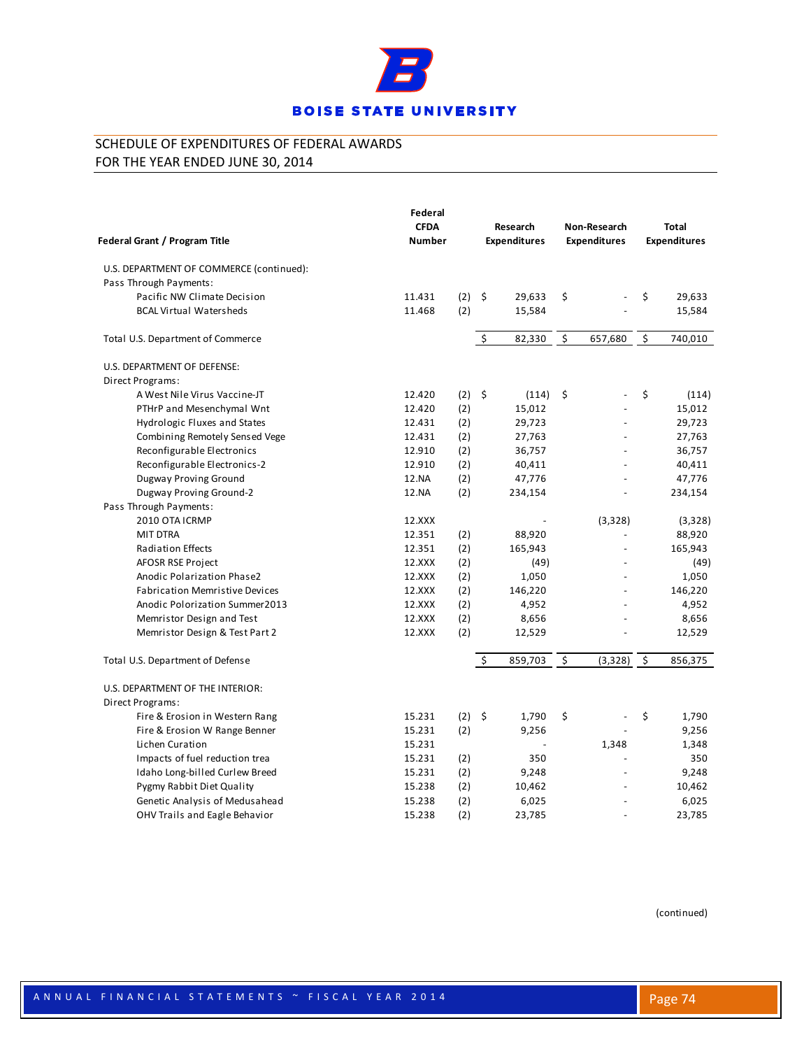# BOISE STATE UNIVERSITY

## SCHEDULE OF EXPENDITURES OF FEDERAL AWARDS
## FOR THE YEAR ENDED JUNE 30, 2014

| Federal Grant / Program Title | Federal CFDA Number | | Research Expenditures | Non-Research Expenditures | Total Expenditures |
|---|---|---|---|---|---|
| U.S. DEPARTMENT OF COMMERCE (continued): | | | | | |
| Pass Through Payments: | | | | | |
| Pacific NW Climate Decision | 11.431 | (2) | $ 29,633 | $ - | $ 29,633 |
| BCAL Virtual Watersheds | 11.468 | (2) | 15,584 | - | 15,584 |
| Total U.S. Department of Commerce | | | $ 82,330 | $ 657,680 | $ 740,010 |
| U.S. DEPARTMENT OF DEFENSE: | | | | | |
| Direct Programs: | | | | | |
| A West Nile Virus Vaccine-JT | 12.420 | (2) | $ (114) | $ - | $ (114) |
| PTHrP and Mesenchymal Wnt | 12.420 | (2) | 15,012 | - | 15,012 |
| Hydrologic Fluxes and States | 12.431 | (2) | 29,723 | - | 29,723 |
| Combining Remotely Sensed Vege | 12.431 | (2) | 27,763 | - | 27,763 |
| Reconfigurable Electronics | 12.910 | (2) | 36,757 | - | 36,757 |
| Reconfigurable Electronics-2 | 12.910 | (2) | 40,411 | - | 40,411 |
| Dugway Proving Ground | 12.NA | (2) | 47,776 | - | 47,776 |
| Dugway Proving Ground-2 | 12.NA | (2) | 234,154 | - | 234,154 |
| Pass Through Payments: | | | | | |
| 2010 OTA ICRMP | 12.XXX | | - | (3,328) | (3,328) |
| MIT DTRA | 12.351 | (2) | 88,920 | - | 88,920 |
| Radiation Effects | 12.351 | (2) | 165,943 | - | 165,943 |
| AFOSR RSE Project | 12.XXX | (2) | (49) | - | (49) |
| Anodic Polarization Phase2 | 12.XXX | (2) | 1,050 | - | 1,050 |
| Fabrication Memristive Devices | 12.XXX | (2) | 146,220 | - | 146,220 |
| Anodic Polorization Summer2013 | 12.XXX | (2) | 4,952 | - | 4,952 |
| Memristor Design and Test | 12.XXX | (2) | 8,656 | - | 8,656 |
| Memristor Design & Test Part 2 | 12.XXX | (2) | 12,529 | - | 12,529 |
| Total U.S. Department of Defense | | | $ 859,703 | $ (3,328) | $ 856,375 |
| U.S. DEPARTMENT OF THE INTERIOR: | | | | | |
| Direct Programs: | | | | | |
| Fire & Erosion in Western Rang | 15.231 | (2) | $ 1,790 | $ - | $ 1,790 |
| Fire & Erosion W Range Benner | 15.231 | (2) | 9,256 | - | 9,256 |
| Lichen Curation | 15.231 | | - | 1,348 | 1,348 |
| Impacts of fuel reduction trea | 15.231 | (2) | 350 | - | 350 |
| Idaho Long-billed Curlew Breed | 15.231 | (2) | 9,248 | - | 9,248 |
| Pygmy Rabbit Diet Quality | 15.238 | (2) | 10,462 | - | 10,462 |
| Genetic Analysis of Medusahead | 15.238 | (2) | 6,025 | - | 6,025 |
| OHV Trails and Eagle Behavior | 15.238 | (2) | 23,785 | - | 23,785 |

(continued)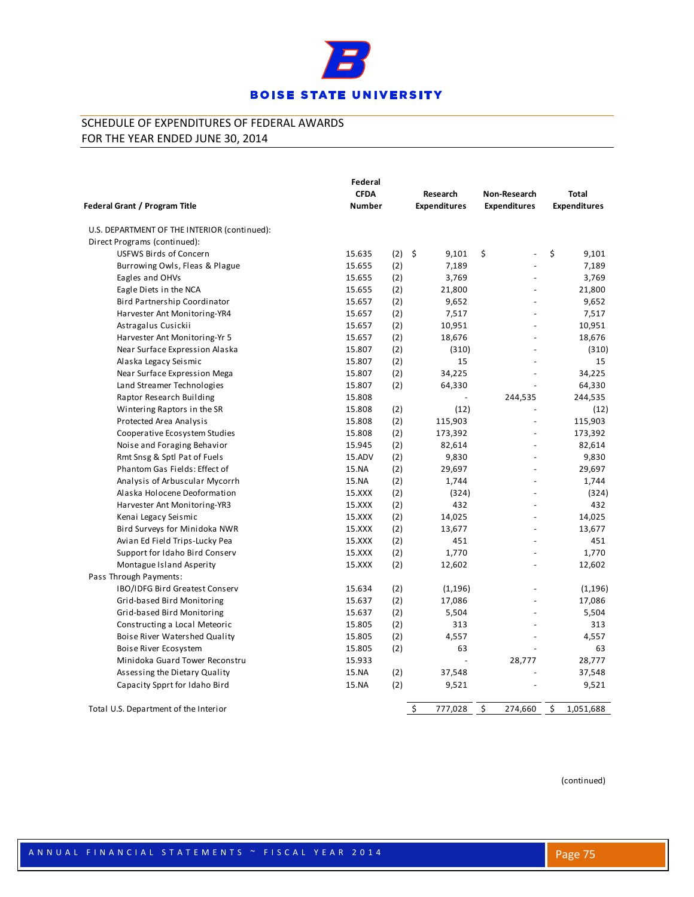# BOISE STATE UNIVERSITY

## SCHEDULE OF EXPENDITURES OF FEDERAL AWARDS
## FOR THE YEAR ENDED JUNE 30, 2014

| Federal Grant / Program Title | Federal CFDA Number | | Research Expenditures | Non-Research Expenditures | Total Expenditures |
|---|---|---|---|---|---|
| U.S. DEPARTMENT OF THE INTERIOR (continued): | | | | | |
| Direct Programs (continued): | | | | | |
| USFWS Birds of Concern | 15.635 | (2) | $ 9,101 | $ - | $ 9,101 |
| Burrowing Owls, Fleas & Plague | 15.655 | (2) | 7,189 | - | 7,189 |
| Eagles and OHVs | 15.655 | (2) | 3,769 | - | 3,769 |
| Eagle Diets in the NCA | 15.655 | (2) | 21,800 | - | 21,800 |
| Bird Partnership Coordinator | 15.657 | (2) | 9,652 | - | 9,652 |
| Harvester Ant Monitoring-YR4 | 15.657 | (2) | 7,517 | - | 7,517 |
| Astragalus Cusickii | 15.657 | (2) | 10,951 | - | 10,951 |
| Harvester Ant Monitoring-Yr 5 | 15.657 | (2) | 18,676 | - | 18,676 |
| Near Surface Expression Alaska | 15.807 | (2) | (310) | - | (310) |
| Alaska Legacy Seismic | 15.807 | (2) | 15 | - | 15 |
| Near Surface Expression Mega | 15.807 | (2) | 34,225 | - | 34,225 |
| Land Streamer Technologies | 15.807 | (2) | 64,330 | - | 64,330 |
| Raptor Research Building | 15.808 | | - | 244,535 | 244,535 |
| Wintering Raptors in the SR | 15.808 | (2) | (12) | - | (12) |
| Protected Area Analysis | 15.808 | (2) | 115,903 | - | 115,903 |
| Cooperative Ecosystem Studies | 15.808 | (2) | 173,392 | - | 173,392 |
| Noise and Foraging Behavior | 15.945 | (2) | 82,614 | - | 82,614 |
| Rmt Snsg & Sptl Pat of Fuels | 15.ADV | (2) | 9,830 | - | 9,830 |
| Phantom Gas Fields: Effect of | 15.NA | (2) | 29,697 | - | 29,697 |
| Analysis of Arbuscular Mycorrh | 15.NA | (2) | 1,744 | - | 1,744 |
| Alaska Holocene Deoformation | 15.XXX | (2) | (324) | - | (324) |
| Harvester Ant Monitoring-YR3 | 15.XXX | (2) | 432 | - | 432 |
| Kenai Legacy Seismic | 15.XXX | (2) | 14,025 | - | 14,025 |
| Bird Surveys for Minidoka NWR | 15.XXX | (2) | 13,677 | - | 13,677 |
| Avian Ed Field Trips-Lucky Pea | 15.XXX | (2) | 451 | - | 451 |
| Support for Idaho Bird Conserv | 15.XXX | (2) | 1,770 | - | 1,770 |
| Montague Island Asperity | 15.XXX | (2) | 12,602 | - | 12,602 |
| Pass Through Payments: | | | | | |
| IBO/IDFG Bird Greatest Conserv | 15.634 | (2) | (1,196) | - | (1,196) |
| Grid-based Bird Monitoring | 15.637 | (2) | 17,086 | - | 17,086 |
| Grid-based Bird Monitoring | 15.637 | (2) | 5,504 | - | 5,504 |
| Constructing a Local Meteoric | 15.805 | (2) | 313 | - | 313 |
| Boise River Watershed Quality | 15.805 | (2) | 4,557 | - | 4,557 |
| Boise River Ecosystem | 15.805 | (2) | 63 | - | 63 |
| Minidoka Guard Tower Reconstru | 15.933 | | - | 28,777 | 28,777 |
| Assessing the Dietary Quality | 15.NA | (2) | 37,548 | - | 37,548 |
| Capacity Spprt for Idaho Bird | 15.NA | (2) | 9,521 | - | 9,521 |
| Total U.S. Department of the Interior | | | $ 777,028 | $ 274,660 | $ 1,051,688 |

(continued)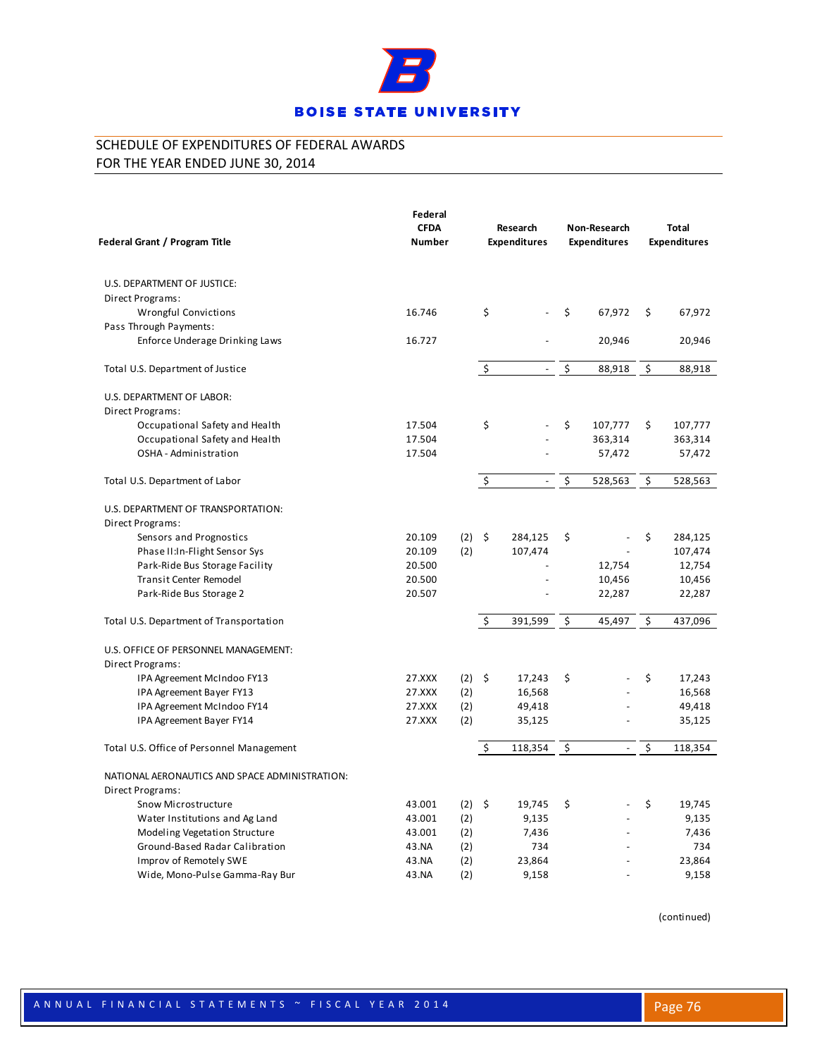BOISE STATE UNIVERSITY

## SCHEDULE OF EXPENDITURES OF FEDERAL AWARDS
## FOR THE YEAR ENDED JUNE 30, 2014

| Federal Grant / Program Title | Federal CFDA Number | | Research Expenditures | Non-Research Expenditures | Total Expenditures |
|---|---|---|---|---|---|
| U.S. DEPARTMENT OF JUSTICE: | | | | | |
| Direct Programs: | | | | | |
| Wrongful Convictions | 16.746 | | $ - | $ 67,972 | $ 67,972 |
| Pass Through Payments: | | | | | |
| Enforce Underage Drinking Laws | 16.727 | | - | 20,946 | 20,946 |
| Total U.S. Department of Justice | | | $ - | $ 88,918 | $ 88,918 |
| U.S. DEPARTMENT OF LABOR: | | | | | |
| Direct Programs: | | | | | |
| Occupational Safety and Health | 17.504 | | $ - | $ 107,777 | $ 107,777 |
| Occupational Safety and Health | 17.504 | | - | 363,314 | 363,314 |
| OSHA - Administration | 17.504 | | - | 57,472 | 57,472 |
| Total U.S. Department of Labor | | | $ - | $ 528,563 | $ 528,563 |
| U.S. DEPARTMENT OF TRANSPORTATION: | | | | | |
| Direct Programs: | | | | | |
| Sensors and Prognostics | 20.109 | (2) | $ 284,125 | $ - | $ 284,125 |
| Phase II:In-Flight Sensor Sys | 20.109 | (2) | 107,474 | - | 107,474 |
| Park-Ride Bus Storage Facility | 20.500 | | - | 12,754 | 12,754 |
| Transit Center Remodel | 20.500 | | - | 10,456 | 10,456 |
| Park-Ride Bus Storage 2 | 20.507 | | - | 22,287 | 22,287 |
| Total U.S. Department of Transportation | | | $ 391,599 | $ 45,497 | $ 437,096 |
| U.S. OFFICE OF PERSONNEL MANAGEMENT: | | | | | |
| Direct Programs: | | | | | |
| IPA Agreement McIndoo FY13 | 27.XXX | (2) | $ 17,243 | $ - | $ 17,243 |
| IPA Agreement Bayer FY13 | 27.XXX | (2) | 16,568 | - | 16,568 |
| IPA Agreement McIndoo FY14 | 27.XXX | (2) | 49,418 | - | 49,418 |
| IPA Agreement Bayer FY14 | 27.XXX | (2) | 35,125 | - | 35,125 |
| Total U.S. Office of Personnel Management | | | $ 118,354 | $ - | $ 118,354 |
| NATIONAL AERONAUTICS AND SPACE ADMINISTRATION: | | | | | |
| Direct Programs: | | | | | |
| Snow Microstructure | 43.001 | (2) | $ 19,745 | $ - | $ 19,745 |
| Water Institutions and Ag Land | 43.001 | (2) | 9,135 | - | 9,135 |
| Modeling Vegetation Structure | 43.001 | (2) | 7,436 | - | 7,436 |
| Ground-Based Radar Calibration | 43.NA | (2) | 734 | - | 734 |
| Improv of Remotely SWE | 43.NA | (2) | 23,864 | - | 23,864 |
| Wide, Mono-Pulse Gamma-Ray Bur | 43.NA | (2) | 9,158 | - | 9,158 |

(continued)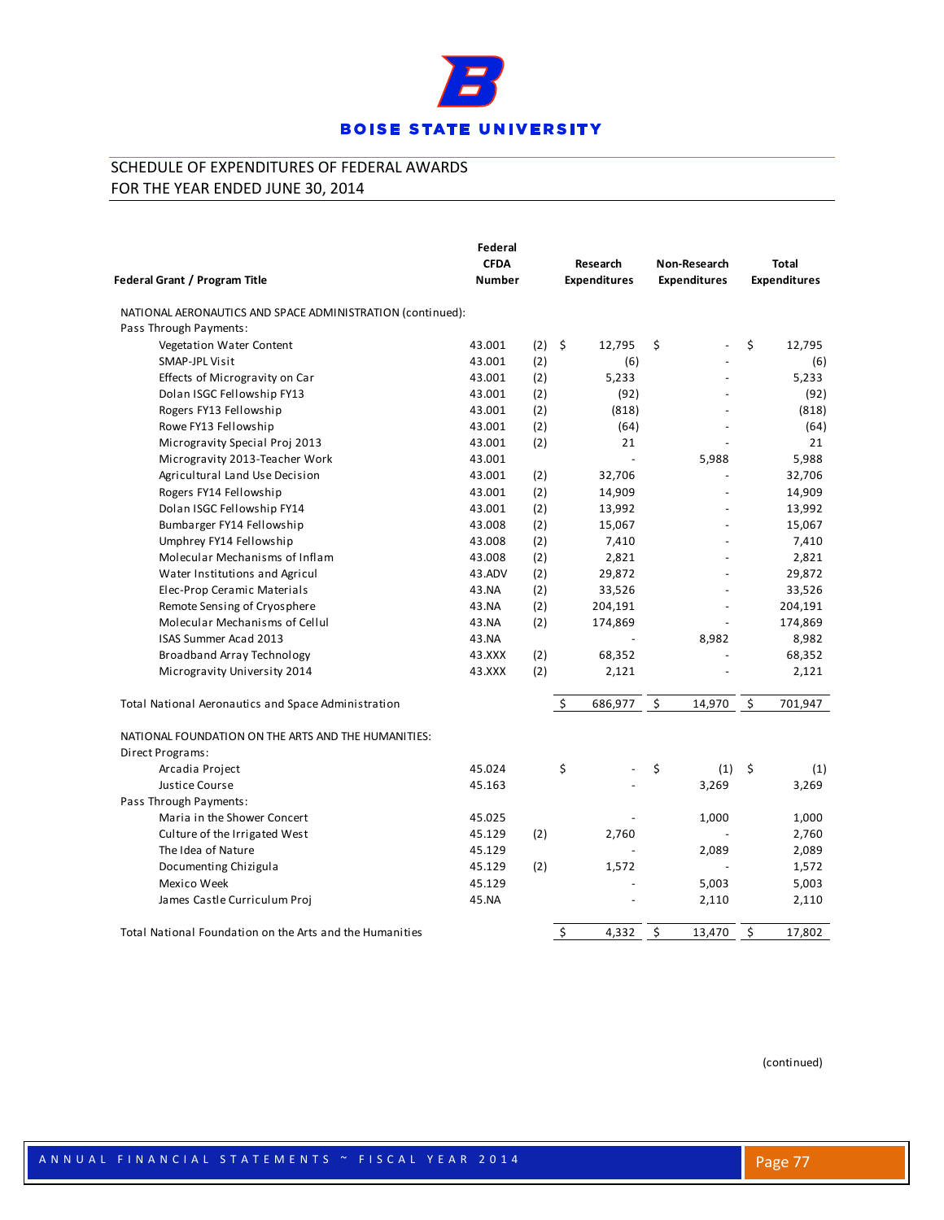# BOISE STATE UNIVERSITY

## SCHEDULE OF EXPENDITURES OF FEDERAL AWARDS
## FOR THE YEAR ENDED JUNE 30, 2014

| Federal Grant / Program Title | Federal CFDA Number | | Research Expenditures | Non-Research Expenditures | Total Expenditures |
|---|---|---|---|---|---|
| NATIONAL AERONAUTICS AND SPACE ADMINISTRATION (continued): | | | | | |
| Pass Through Payments: | | | | | |
| Vegetation Water Content | 43.001 | (2) | $ 12,795 | $ - | $ 12,795 |
| SMAP-JPL Visit | 43.001 | (2) | (6) | - | (6) |
| Effects of Microgravity on Car | 43.001 | (2) | 5,233 | - | 5,233 |
| Dolan ISGC Fellowship FY13 | 43.001 | (2) | (92) | - | (92) |
| Rogers FY13 Fellowship | 43.001 | (2) | (818) | - | (818) |
| Rowe FY13 Fellowship | 43.001 | (2) | (64) | - | (64) |
| Microgravity Special Proj 2013 | 43.001 | (2) | 21 | - | 21 |
| Microgravity 2013-Teacher Work | 43.001 | | - | 5,988 | 5,988 |
| Agricultural Land Use Decision | 43.001 | (2) | 32,706 | - | 32,706 |
| Rogers FY14 Fellowship | 43.001 | (2) | 14,909 | - | 14,909 |
| Dolan ISGC Fellowship FY14 | 43.001 | (2) | 13,992 | - | 13,992 |
| Bumbarger FY14 Fellowship | 43.008 | (2) | 15,067 | - | 15,067 |
| Umphrey FY14 Fellowship | 43.008 | (2) | 7,410 | - | 7,410 |
| Molecular Mechanisms of Inflam | 43.008 | (2) | 2,821 | - | 2,821 |
| Water Institutions and Agricul | 43.ADV | (2) | 29,872 | - | 29,872 |
| Elec-Prop Ceramic Materials | 43.NA | (2) | 33,526 | - | 33,526 |
| Remote Sensing of Cryosphere | 43.NA | (2) | 204,191 | - | 204,191 |
| Molecular Mechanisms of Cellul | 43.NA | (2) | 174,869 | - | 174,869 |
| ISAS Summer Acad 2013 | 43.NA | | - | 8,982 | 8,982 |
| Broadband Array Technology | 43.XXX | (2) | 68,352 | - | 68,352 |
| Microgravity University 2014 | 43.XXX | (2) | 2,121 | - | 2,121 |
| Total National Aeronautics and Space Administration | | | $ 686,977 | $ 14,970 | $ 701,947 |
| NATIONAL FOUNDATION ON THE ARTS AND THE HUMANITIES: | | | | | |
| Direct Programs: | | | | | |
| Arcadia Project | 45.024 | | $ - | $ (1) | $ (1) |
| Justice Course | 45.163 | | - | 3,269 | 3,269 |
| Pass Through Payments: | | | | | |
| Maria in the Shower Concert | 45.025 | | - | 1,000 | 1,000 |
| Culture of the Irrigated West | 45.129 | (2) | 2,760 | - | 2,760 |
| The Idea of Nature | 45.129 | | - | 2,089 | 2,089 |
| Documenting Chizigula | 45.129 | (2) | 1,572 | - | 1,572 |
| Mexico Week | 45.129 | | - | 5,003 | 5,003 |
| James Castle Curriculum Proj | 45.NA | | - | 2,110 | 2,110 |
| Total National Foundation on the Arts and the Humanities | | | $ 4,332 | $ 13,470 | $ 17,802 |

(continued)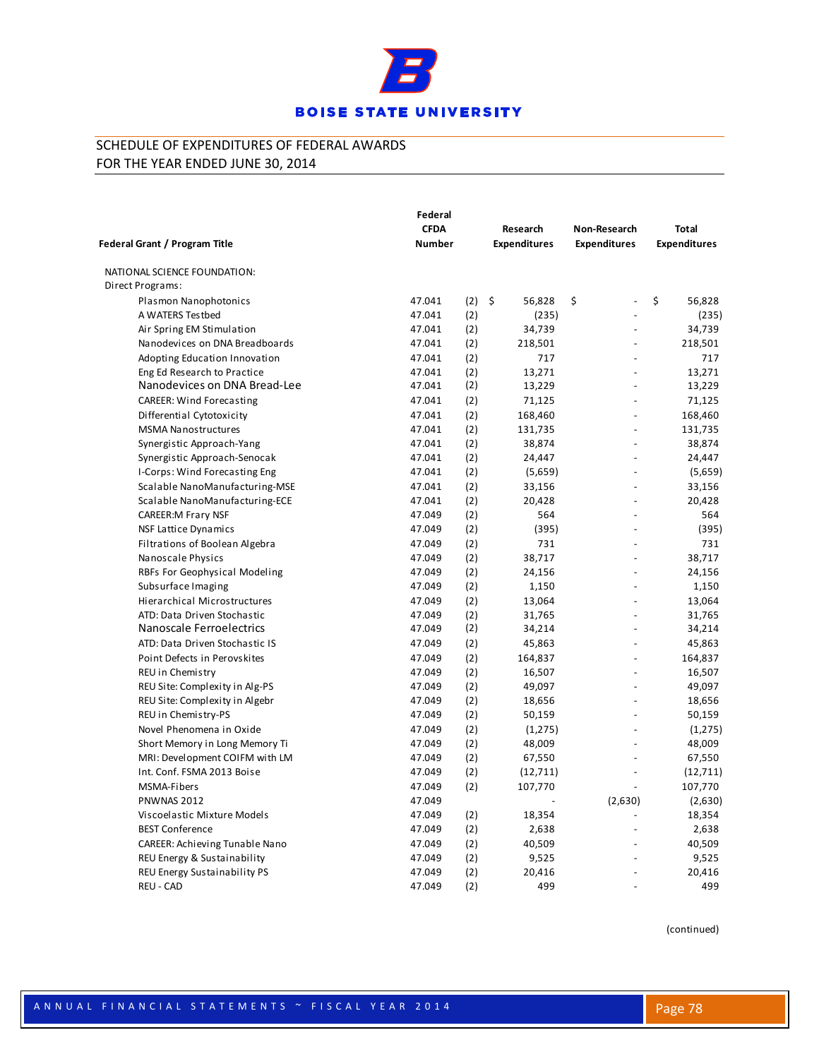BOISE STATE UNIVERSITY

## SCHEDULE OF EXPENDITURES OF FEDERAL AWARDS
## FOR THE YEAR ENDED JUNE 30, 2014

| Federal Grant / Program Title | Federal CFDA Number | | Research Expenditures | Non-Research Expenditures | Total Expenditures |
|---|---|---|---|---|---|
| NATIONAL SCIENCE FOUNDATION: | | | | | |
| Direct Programs: | | | | | |
| Plasmon Nanophotonics | 47.041 | (2) | $ 56,828 | $ - | $ 56,828 |
| A WATERS Testbed | 47.041 | (2) | (235) | - | (235) |
| Air Spring EM Stimulation | 47.041 | (2) | 34,739 | - | 34,739 |
| Nanodevices on DNA Breadboards | 47.041 | (2) | 218,501 | - | 218,501 |
| Adopting Education Innovation | 47.041 | (2) | 717 | - | 717 |
| Eng Ed Research to Practice | 47.041 | (2) | 13,271 | - | 13,271 |
| Nanodevices on DNA Bread-Lee | 47.041 | (2) | 13,229 | - | 13,229 |
| CAREER: Wind Forecasting | 47.041 | (2) | 71,125 | - | 71,125 |
| Differential Cytotoxicity | 47.041 | (2) | 168,460 | - | 168,460 |
| MSMA Nanostructures | 47.041 | (2) | 131,735 | - | 131,735 |
| Synergistic Approach-Yang | 47.041 | (2) | 38,874 | - | 38,874 |
| Synergistic Approach-Senocak | 47.041 | (2) | 24,447 | - | 24,447 |
| I-Corps: Wind Forecasting Eng | 47.041 | (2) | (5,659) | - | (5,659) |
| Scalable NanoManufacturing-MSE | 47.041 | (2) | 33,156 | - | 33,156 |
| Scalable NanoManufacturing-ECE | 47.041 | (2) | 20,428 | - | 20,428 |
| CAREER:M Frary NSF | 47.049 | (2) | 564 | - | 564 |
| NSF Lattice Dynamics | 47.049 | (2) | (395) | - | (395) |
| Filtrations of Boolean Algebra | 47.049 | (2) | 731 | - | 731 |
| Nanoscale Physics | 47.049 | (2) | 38,717 | - | 38,717 |
| RBFs For Geophysical Modeling | 47.049 | (2) | 24,156 | - | 24,156 |
| Subsurface Imaging | 47.049 | (2) | 1,150 | - | 1,150 |
| Hierarchical Microstructures | 47.049 | (2) | 13,064 | - | 13,064 |
| ATD: Data Driven Stochastic | 47.049 | (2) | 31,765 | - | 31,765 |
| Nanoscale Ferroelectrics | 47.049 | (2) | 34,214 | - | 34,214 |
| ATD: Data Driven Stochastic IS | 47.049 | (2) | 45,863 | - | 45,863 |
| Point Defects in Perovskites | 47.049 | (2) | 164,837 | - | 164,837 |
| REU in Chemistry | 47.049 | (2) | 16,507 | - | 16,507 |
| REU Site: Complexity in Alg-PS | 47.049 | (2) | 49,097 | - | 49,097 |
| REU Site: Complexity in Algebr | 47.049 | (2) | 18,656 | - | 18,656 |
| REU in Chemistry-PS | 47.049 | (2) | 50,159 | - | 50,159 |
| Novel Phenomena in Oxide | 47.049 | (2) | (1,275) | - | (1,275) |
| Short Memory in Long Memory Ti | 47.049 | (2) | 48,009 | - | 48,009 |
| MRI: Development COIFM with LM | 47.049 | (2) | 67,550 | - | 67,550 |
| Int. Conf. FSMA 2013 Boise | 47.049 | (2) | (12,711) | - | (12,711) |
| MSMA-Fibers | 47.049 | (2) | 107,770 | - | 107,770 |
| PNWNAS 2012 | 47.049 | | - | (2,630) | (2,630) |
| Viscoelastic Mixture Models | 47.049 | (2) | 18,354 | - | 18,354 |
| BEST Conference | 47.049 | (2) | 2,638 | - | 2,638 |
| CAREER: Achieving Tunable Nano | 47.049 | (2) | 40,509 | - | 40,509 |
| REU Energy & Sustainability | 47.049 | (2) | 9,525 | - | 9,525 |
| REU Energy Sustainability PS | 47.049 | (2) | 20,416 | - | 20,416 |
| REU - CAD | 47.049 | (2) | 499 | - | 499 |

(continued)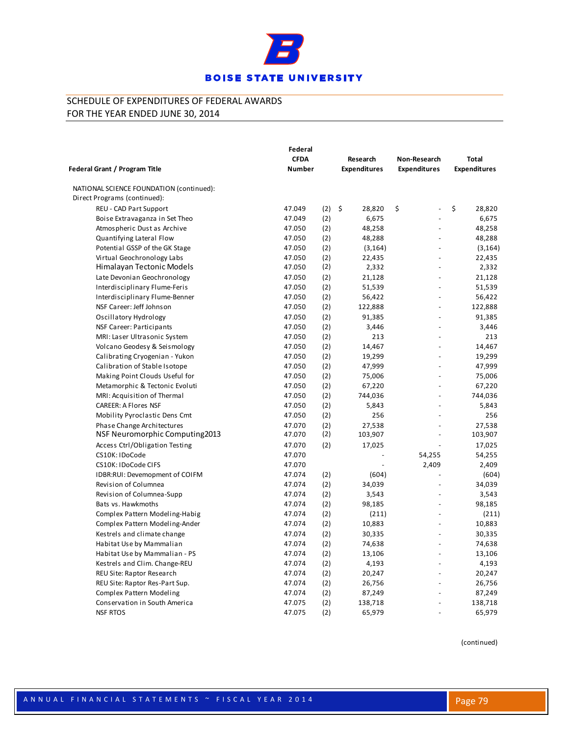BOISE STATE UNIVERSITY

SCHEDULE OF EXPENDITURES OF FEDERAL AWARDS
FOR THE YEAR ENDED JUNE 30, 2014

| Federal Grant / Program Title | Federal CFDA Number | | Research Expenditures | Non-Research Expenditures | Total Expenditures |
|---|---|---|---|---|---|
| NATIONAL SCIENCE FOUNDATION (continued): | | | | | |
| Direct Programs (continued): | | | | | |
| REU - CAD Part Support | 47.049 | (2) | $ 28,820 | $ - | $ 28,820 |
| Boise Extravaganza in Set Theo | 47.049 | (2) | 6,675 | - | 6,675 |
| Atmospheric Dust as Archive | 47.050 | (2) | 48,258 | - | 48,258 |
| Quantifying Lateral Flow | 47.050 | (2) | 48,288 | - | 48,288 |
| Potential GSSP of the GK Stage | 47.050 | (2) | (3,164) | - | (3,164) |
| Virtual Geochronology Labs | 47.050 | (2) | 22,435 | - | 22,435 |
| Himalayan Tectonic Models | 47.050 | (2) | 2,332 | - | 2,332 |
| Late Devonian Geochronology | 47.050 | (2) | 21,128 | - | 21,128 |
| Interdisciplinary Flume-Feris | 47.050 | (2) | 51,539 | - | 51,539 |
| Interdisciplinary Flume-Benner | 47.050 | (2) | 56,422 | - | 56,422 |
| NSF Career: Jeff Johnson | 47.050 | (2) | 122,888 | - | 122,888 |
| Oscillatory Hydrology | 47.050 | (2) | 91,385 | - | 91,385 |
| NSF Career: Participants | 47.050 | (2) | 3,446 | - | 3,446 |
| MRI: Laser Ultrasonic System | 47.050 | (2) | 213 | - | 213 |
| Volcano Geodesy & Seismology | 47.050 | (2) | 14,467 | - | 14,467 |
| Calibrating Cryogenian - Yukon | 47.050 | (2) | 19,299 | - | 19,299 |
| Calibration of Stable Isotope | 47.050 | (2) | 47,999 | - | 47,999 |
| Making Point Clouds Useful for | 47.050 | (2) | 75,006 | - | 75,006 |
| Metamorphic & Tectonic Evoluti | 47.050 | (2) | 67,220 | - | 67,220 |
| MRI: Acquisition of Thermal | 47.050 | (2) | 744,036 | - | 744,036 |
| CAREER: A Flores NSF | 47.050 | (2) | 5,843 | - | 5,843 |
| Mobility Pyroclastic Dens Cmt | 47.050 | (2) | 256 | - | 256 |
| Phase Change Architectures | 47.070 | (2) | 27,538 | - | 27,538 |
| NSF Neuromorphic Computing2013 | 47.070 | (2) | 103,907 | - | 103,907 |
| Access Ctrl/Obligation Testing | 47.070 | (2) | 17,025 | - | 17,025 |
| CS10K: IDoCode | 47.070 | | - | 54,255 | 54,255 |
| CS10K: IDoCode CIFS | 47.070 | | - | 2,409 | 2,409 |
| IDBR:RUI: Devemopment of COIFM | 47.074 | (2) | (604) | - | (604) |
| Revision of Columnea | 47.074 | (2) | 34,039 | - | 34,039 |
| Revision of Columnea-Supp | 47.074 | (2) | 3,543 | - | 3,543 |
| Bats vs. Hawkmoths | 47.074 | (2) | 98,185 | - | 98,185 |
| Complex Pattern Modeling-Habig | 47.074 | (2) | (211) | - | (211) |
| Complex Pattern Modeling-Ander | 47.074 | (2) | 10,883 | - | 10,883 |
| Kestrels and climate change | 47.074 | (2) | 30,335 | - | 30,335 |
| Habitat Use by Mammalian | 47.074 | (2) | 74,638 | - | 74,638 |
| Habitat Use by Mammalian - PS | 47.074 | (2) | 13,106 | - | 13,106 |
| Kestrels and Clim. Change-REU | 47.074 | (2) | 4,193 | - | 4,193 |
| REU Site: Raptor Research | 47.074 | (2) | 20,247 | - | 20,247 |
| REU Site: Raptor Res-Part Sup. | 47.074 | (2) | 26,756 | - | 26,756 |
| Complex Pattern Modeling | 47.074 | (2) | 87,249 | - | 87,249 |
| Conservation in South America | 47.075 | (2) | 138,718 | - | 138,718 |
| NSF RTOS | 47.075 | (2) | 65,979 | - | 65,979 |

(continued)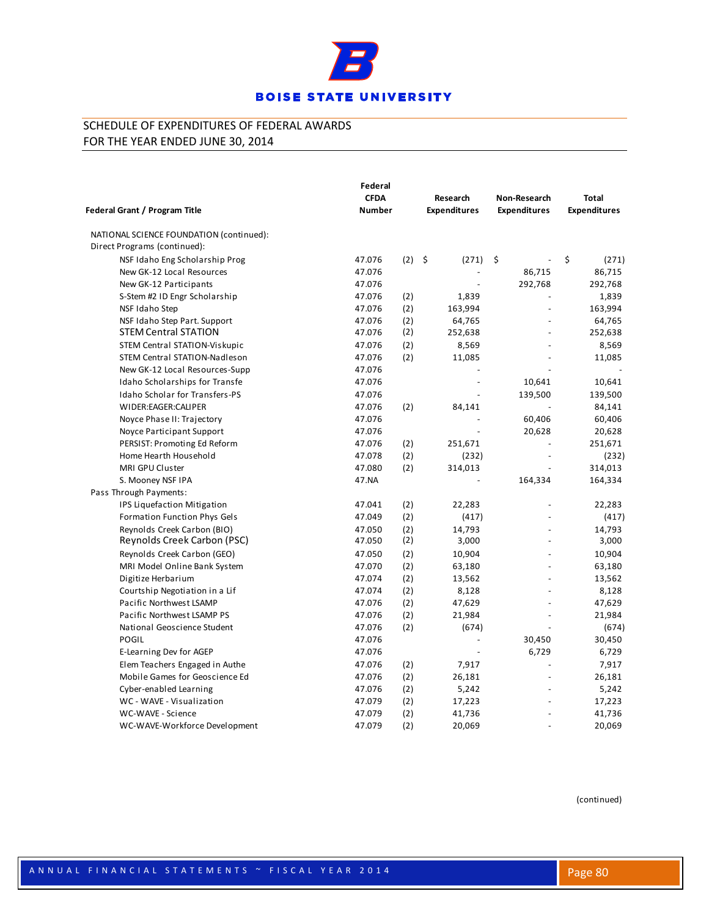# BOISE STATE UNIVERSITY

SCHEDULE OF EXPENDITURES OF FEDERAL AWARDS
FOR THE YEAR ENDED JUNE 30, 2014

| Federal Grant / Program Title | Federal CFDA Number | | Research Expenditures | Non-Research Expenditures | Total Expenditures |
|---|---|---|---|---|---|
| NATIONAL SCIENCE FOUNDATION (continued): | | | | | |
| Direct Programs (continued): | | | | | |
| NSF Idaho Eng Scholarship Prog | 47.076 | (2) | $ (271) | $ - | $ (271) |
| New GK-12 Local Resources | 47.076 | | - | 86,715 | 86,715 |
| New GK-12 Participants | 47.076 | | - | 292,768 | 292,768 |
| S-Stem #2 ID Engr Scholarship | 47.076 | (2) | 1,839 | - | 1,839 |
| NSF Idaho Step | 47.076 | (2) | 163,994 | - | 163,994 |
| NSF Idaho Step Part. Support | 47.076 | (2) | 64,765 | - | 64,765 |
| STEM Central STATION | 47.076 | (2) | 252,638 | - | 252,638 |
| STEM Central STATION-Viskupic | 47.076 | (2) | 8,569 | - | 8,569 |
| STEM Central STATION-Nadleson | 47.076 | (2) | 11,085 | - | 11,085 |
| New GK-12 Local Resources-Supp | 47.076 | | - | - | - |
| Idaho Scholarships for Transfe | 47.076 | | - | 10,641 | 10,641 |
| Idaho Scholar for Transfers-PS | 47.076 | | - | 139,500 | 139,500 |
| WIDER:EAGER:CALIPER | 47.076 | (2) | 84,141 | - | 84,141 |
| Noyce Phase II: Trajectory | 47.076 | | - | 60,406 | 60,406 |
| Noyce Participant Support | 47.076 | | - | 20,628 | 20,628 |
| PERSIST: Promoting Ed Reform | 47.076 | (2) | 251,671 | - | 251,671 |
| Home Hearth Household | 47.078 | (2) | (232) | - | (232) |
| MRI GPU Cluster | 47.080 | (2) | 314,013 | - | 314,013 |
| S. Mooney NSF IPA | 47.NA | | - | 164,334 | 164,334 |
| Pass Through Payments: | | | | | |
| IPS Liquefaction Mitigation | 47.041 | (2) | 22,283 | - | 22,283 |
| Formation Function Phys Gels | 47.049 | (2) | (417) | - | (417) |
| Reynolds Creek Carbon (BIO) | 47.050 | (2) | 14,793 | - | 14,793 |
| Reynolds Creek Carbon (PSC) | 47.050 | (2) | 3,000 | - | 3,000 |
| Reynolds Creek Carbon (GEO) | 47.050 | (2) | 10,904 | - | 10,904 |
| MRI Model Online Bank System | 47.070 | (2) | 63,180 | - | 63,180 |
| Digitize Herbarium | 47.074 | (2) | 13,562 | - | 13,562 |
| Courtship Negotiation in a Lif | 47.074 | (2) | 8,128 | - | 8,128 |
| Pacific Northwest LSAMP | 47.076 | (2) | 47,629 | - | 47,629 |
| Pacific Northwest LSAMP PS | 47.076 | (2) | 21,984 | - | 21,984 |
| National Geoscience Student | 47.076 | (2) | (674) | - | (674) |
| POGIL | 47.076 | | - | 30,450 | 30,450 |
| E-Learning Dev for AGEP | 47.076 | | - | 6,729 | 6,729 |
| Elem Teachers Engaged in Authe | 47.076 | (2) | 7,917 | - | 7,917 |
| Mobile Games for Geoscience Ed | 47.076 | (2) | 26,181 | - | 26,181 |
| Cyber-enabled Learning | 47.076 | (2) | 5,242 | - | 5,242 |
| WC - WAVE - Visualization | 47.079 | (2) | 17,223 | - | 17,223 |
| WC-WAVE - Science | 47.079 | (2) | 41,736 | - | 41,736 |
| WC-WAVE-Workforce Development | 47.079 | (2) | 20,069 | - | 20,069 |

(continued)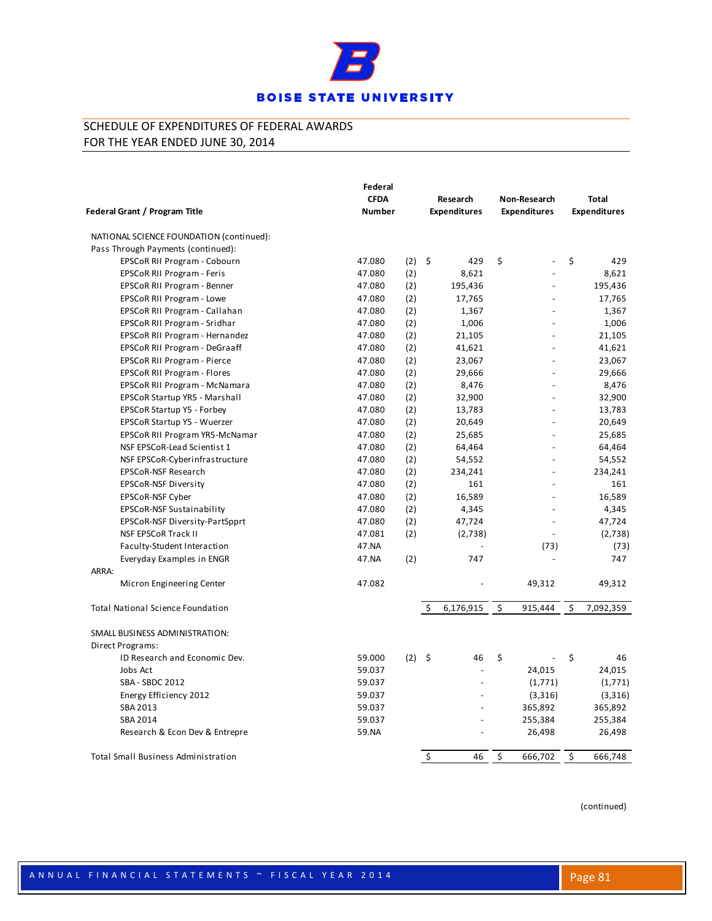BOISE STATE UNIVERSITY

SCHEDULE OF EXPENDITURES OF FEDERAL AWARDS
FOR THE YEAR ENDED JUNE 30, 2014

| Federal Grant / Program Title | Federal CFDA Number | | Research Expenditures | Non-Research Expenditures | Total Expenditures |
|---|---|---|---|---|---|
| NATIONAL SCIENCE FOUNDATION (continued): | | | | | |
| Pass Through Payments (continued): | | | | | |
| EPSCoR RII Program - Cobourn | 47.080 | (2) | $ 429 | $ - | $ 429 |
| EPSCoR RII Program - Feris | 47.080 | (2) | 8,621 | - | 8,621 |
| EPSCoR RII Program - Benner | 47.080 | (2) | 195,436 | - | 195,436 |
| EPSCoR RII Program - Lowe | 47.080 | (2) | 17,765 | - | 17,765 |
| EPSCoR RII Program - Callahan | 47.080 | (2) | 1,367 | - | 1,367 |
| EPSCoR RII Program - Sridhar | 47.080 | (2) | 1,006 | - | 1,006 |
| EPSCoR RII Program - Hernandez | 47.080 | (2) | 21,105 | - | 21,105 |
| EPSCoR RII Program - DeGraaff | 47.080 | (2) | 41,621 | - | 41,621 |
| EPSCoR RII Program - Pierce | 47.080 | (2) | 23,067 | - | 23,067 |
| EPSCoR RII Program - Flores | 47.080 | (2) | 29,666 | - | 29,666 |
| EPSCoR RII Program - McNamara | 47.080 | (2) | 8,476 | - | 8,476 |
| EPSCoR Startup YR5 - Marshall | 47.080 | (2) | 32,900 | - | 32,900 |
| EPSCoR Startup Y5 - Forbey | 47.080 | (2) | 13,783 | - | 13,783 |
| EPSCoR Startup Y5 - Wuerzer | 47.080 | (2) | 20,649 | - | 20,649 |
| EPSCoR RII Program YR5-McNamar | 47.080 | (2) | 25,685 | - | 25,685 |
| NSF EPSCoR-Lead Scientist 1 | 47.080 | (2) | 64,464 | - | 64,464 |
| NSF EPSCoR-Cyberinfrastructure | 47.080 | (2) | 54,552 | - | 54,552 |
| EPSCoR-NSF Research | 47.080 | (2) | 234,241 | - | 234,241 |
| EPSCoR-NSF Diversity | 47.080 | (2) | 161 | - | 161 |
| EPSCoR-NSF Cyber | 47.080 | (2) | 16,589 | - | 16,589 |
| EPSCoR-NSF Sustainability | 47.080 | (2) | 4,345 | - | 4,345 |
| EPSCoR-NSF Diversity-PartSpprt | 47.080 | (2) | 47,724 | - | 47,724 |
| NSF EPSCoR Track II | 47.081 | (2) | (2,738) | - | (2,738) |
| Faculty-Student Interaction | 47.NA | | - | (73) | (73) |
| Everyday Examples in ENGR | 47.NA | (2) | 747 | - | 747 |
| ARRA: | | | | | |
| Micron Engineering Center | 47.082 | | - | 49,312 | 49,312 |
| Total National Science Foundation | | | $ 6,176,915 | $ 915,444 | $ 7,092,359 |
| SMALL BUSINESS ADMINISTRATION: | | | | | |
| Direct Programs: | | | | | |
| ID Research and Economic Dev. | 59.000 | (2) | $ 46 | $ - | $ 46 |
| Jobs Act | 59.037 | | - | 24,015 | 24,015 |
| SBA - SBDC 2012 | 59.037 | | - | (1,771) | (1,771) |
| Energy Efficiency 2012 | 59.037 | | - | (3,316) | (3,316) |
| SBA 2013 | 59.037 | | - | 365,892 | 365,892 |
| SBA 2014 | 59.037 | | - | 255,384 | 255,384 |
| Research & Econ Dev & Entrepre | 59.NA | | - | 26,498 | 26,498 |
| Total Small Business Administration | | | $ 46 | $ 666,702 | $ 666,748 |

(continued)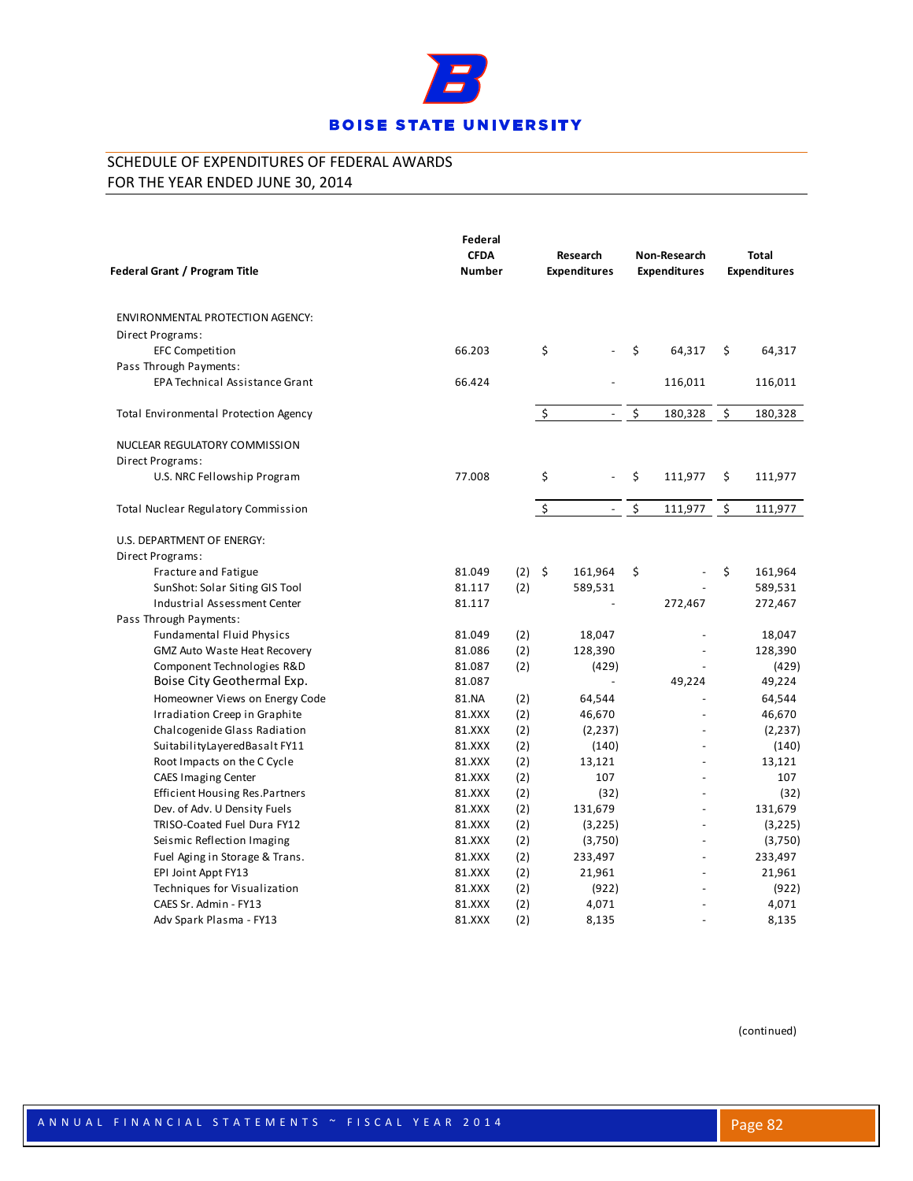## BOISE STATE UNIVERSITY

SCHEDULE OF EXPENDITURES OF FEDERAL AWARDS
FOR THE YEAR ENDED JUNE 30, 2014

| Federal Grant / Program Title | Federal CFDA Number | | Research Expenditures | Non-Research Expenditures | Total Expenditures |
|---|---|---|---|---|---|
| ENVIRONMENTAL PROTECTION AGENCY: | | | | | |
| Direct Programs: | | | | | |
| EFC Competition | 66.203 | | $ - | $ 64,317 | $ 64,317 |
| Pass Through Payments: | | | | | |
| EPA Technical Assistance Grant | 66.424 | | - | 116,011 | 116,011 |
| Total Environmental Protection Agency | | | $ - | $ 180,328 | $ 180,328 |
| NUCLEAR REGULATORY COMMISSION | | | | | |
| Direct Programs: | | | | | |
| U.S. NRC Fellowship Program | 77.008 | | $ - | $ 111,977 | $ 111,977 |
| Total Nuclear Regulatory Commission | | | $ - | $ 111,977 | $ 111,977 |
| U.S. DEPARTMENT OF ENERGY: | | | | | |
| Direct Programs: | | | | | |
| Fracture and Fatigue | 81.049 | (2) | $ 161,964 | $ - | $ 161,964 |
| SunShot: Solar Siting GIS Tool | 81.117 | (2) | 589,531 | - | 589,531 |
| Industrial Assessment Center | 81.117 | | - | 272,467 | 272,467 |
| Pass Through Payments: | | | | | |
| Fundamental Fluid Physics | 81.049 | (2) | 18,047 | - | 18,047 |
| GMZ Auto Waste Heat Recovery | 81.086 | (2) | 128,390 | - | 128,390 |
| Component Technologies R&D | 81.087 | (2) | (429) | - | (429) |
| Boise City Geothermal Exp. | 81.087 | | - | 49,224 | 49,224 |
| Homeowner Views on Energy Code | 81.NA | (2) | 64,544 | - | 64,544 |
| Irradiation Creep in Graphite | 81.XXX | (2) | 46,670 | - | 46,670 |
| Chalcogenide Glass Radiation | 81.XXX | (2) | (2,237) | - | (2,237) |
| SuitabilityLayeredBasalt FY11 | 81.XXX | (2) | (140) | - | (140) |
| Root Impacts on the C Cycle | 81.XXX | (2) | 13,121 | - | 13,121 |
| CAES Imaging Center | 81.XXX | (2) | 107 | - | 107 |
| Efficient Housing Res.Partners | 81.XXX | (2) | (32) | - | (32) |
| Dev. of Adv. U Density Fuels | 81.XXX | (2) | 131,679 | - | 131,679 |
| TRISO-Coated Fuel Dura FY12 | 81.XXX | (2) | (3,225) | - | (3,225) |
| Seismic Reflection Imaging | 81.XXX | (2) | (3,750) | - | (3,750) |
| Fuel Aging in Storage & Trans. | 81.XXX | (2) | 233,497 | - | 233,497 |
| EPI Joint Appt FY13 | 81.XXX | (2) | 21,961 | - | 21,961 |
| Techniques for Visualization | 81.XXX | (2) | (922) | - | (922) |
| CAES Sr. Admin - FY13 | 81.XXX | (2) | 4,071 | - | 4,071 |
| Adv Spark Plasma - FY13 | 81.XXX | (2) | 8,135 | - | 8,135 |

(continued)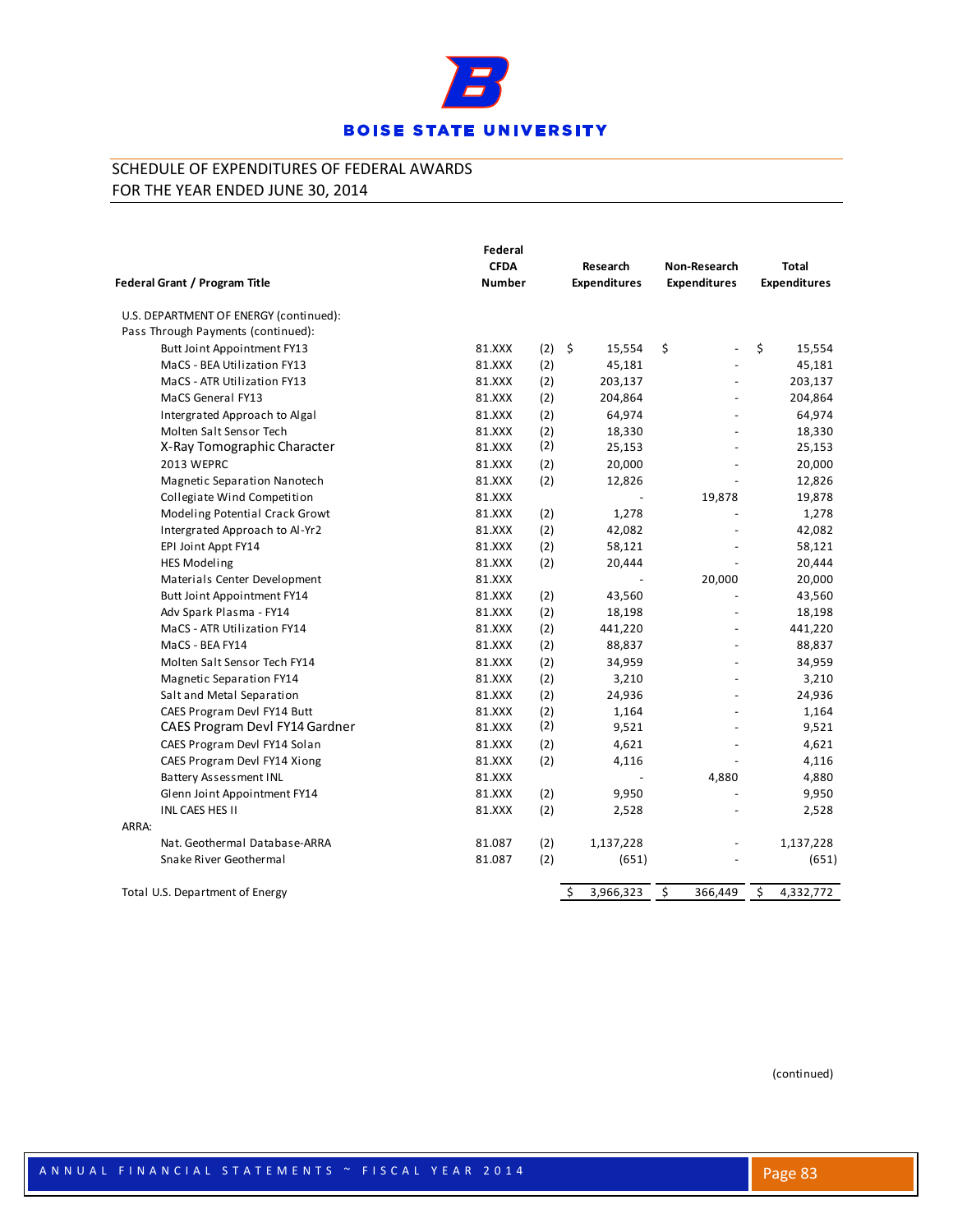# BOISE STATE UNIVERSITY

SCHEDULE OF EXPENDITURES OF FEDERAL AWARDS
FOR THE YEAR ENDED JUNE 30, 2014

| Federal Grant / Program Title | Federal CFDA Number | | Research Expenditures | Non-Research Expenditures | Total Expenditures |
|---|---|---|---|---|---|
| U.S. DEPARTMENT OF ENERGY (continued): | | | | | |
| Pass Through Payments (continued): | | | | | |
| Butt Joint Appointment FY13 | 81.XXX | (2) | $ 15,554 | $ - | $ 15,554 |
| MaCS - BEA Utilization FY13 | 81.XXX | (2) | 45,181 | - | 45,181 |
| MaCS - ATR Utilization FY13 | 81.XXX | (2) | 203,137 | - | 203,137 |
| MaCS General FY13 | 81.XXX | (2) | 204,864 | - | 204,864 |
| Intergrated Approach to Algal | 81.XXX | (2) | 64,974 | - | 64,974 |
| Molten Salt Sensor Tech | 81.XXX | (2) | 18,330 | - | 18,330 |
| X-Ray Tomographic Character | 81.XXX | (2) | 25,153 | - | 25,153 |
| 2013 WEPRC | 81.XXX | (2) | 20,000 | - | 20,000 |
| Magnetic Separation Nanotech | 81.XXX | (2) | 12,826 | - | 12,826 |
| Collegiate Wind Competition | 81.XXX | | - | 19,878 | 19,878 |
| Modeling Potential Crack Growt | 81.XXX | (2) | 1,278 | - | 1,278 |
| Intergrated Approach to Al-Yr2 | 81.XXX | (2) | 42,082 | - | 42,082 |
| EPI Joint Appt FY14 | 81.XXX | (2) | 58,121 | - | 58,121 |
| HES Modeling | 81.XXX | (2) | 20,444 | - | 20,444 |
| Materials Center Development | 81.XXX | | - | 20,000 | 20,000 |
| Butt Joint Appointment FY14 | 81.XXX | (2) | 43,560 | - | 43,560 |
| Adv Spark Plasma - FY14 | 81.XXX | (2) | 18,198 | - | 18,198 |
| MaCS - ATR Utilization FY14 | 81.XXX | (2) | 441,220 | - | 441,220 |
| MaCS - BEA FY14 | 81.XXX | (2) | 88,837 | - | 88,837 |
| Molten Salt Sensor Tech FY14 | 81.XXX | (2) | 34,959 | - | 34,959 |
| Magnetic Separation FY14 | 81.XXX | (2) | 3,210 | - | 3,210 |
| Salt and Metal Separation | 81.XXX | (2) | 24,936 | - | 24,936 |
| CAES Program Devl FY14 Butt | 81.XXX | (2) | 1,164 | - | 1,164 |
| CAES Program Devl FY14 Gardner | 81.XXX | (2) | 9,521 | - | 9,521 |
| CAES Program Devl FY14 Solan | 81.XXX | (2) | 4,621 | - | 4,621 |
| CAES Program Devl FY14 Xiong | 81.XXX | (2) | 4,116 | - | 4,116 |
| Battery Assessment INL | 81.XXX | | - | 4,880 | 4,880 |
| Glenn Joint Appointment FY14 | 81.XXX | (2) | 9,950 | - | 9,950 |
| INL CAES HES II | 81.XXX | (2) | 2,528 | - | 2,528 |
| ARRA: | | | | | |
| Nat. Geothermal Database-ARRA | 81.087 | (2) | 1,137,228 | - | 1,137,228 |
| Snake River Geothermal | 81.087 | (2) | (651) | - | (651) |
| Total U.S. Department of Energy | | | $ 3,966,323 | $ 366,449 | $ 4,332,772 |

(continued)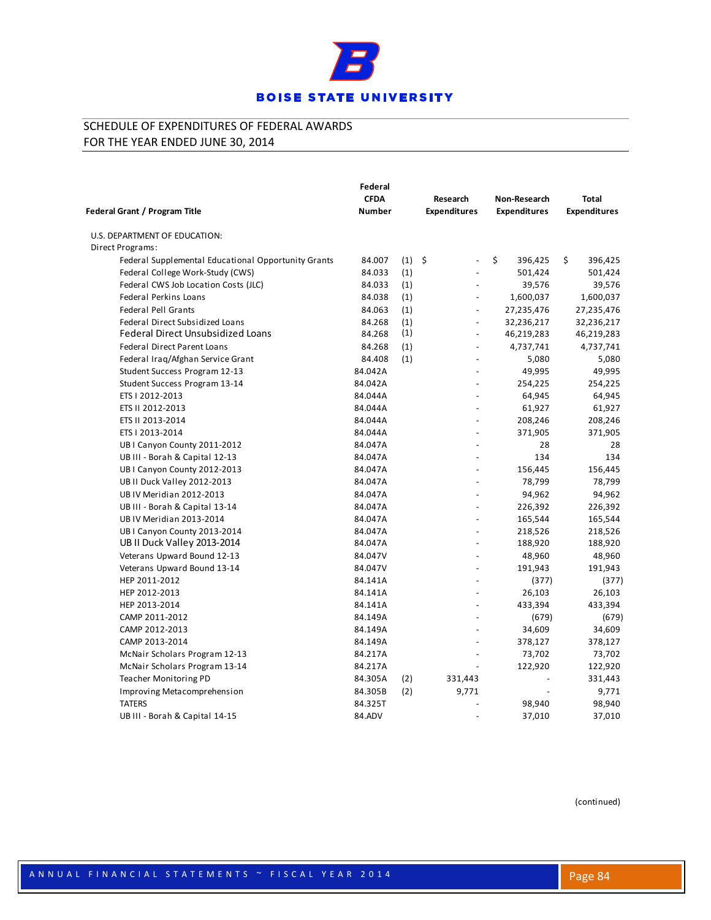BOISE STATE UNIVERSITY

## SCHEDULE OF EXPENDITURES OF FEDERAL AWARDS
## FOR THE YEAR ENDED JUNE 30, 2014

| Federal Grant / Program Title | Federal CFDA Number | | Research Expenditures | Non-Research Expenditures | Total Expenditures |
|---|---|---|---|---|---|
| U.S. DEPARTMENT OF EDUCATION: | | | | | |
| Direct Programs: | | | | | |
| Federal Supplemental Educational Opportunity Grants | 84.007 | (1) | $ - | $ 396,425 | $ 396,425 |
| Federal College Work-Study (CWS) | 84.033 | (1) | - | 501,424 | 501,424 |
| Federal CWS Job Location Costs (JLC) | 84.033 | (1) | - | 39,576 | 39,576 |
| Federal Perkins Loans | 84.038 | (1) | - | 1,600,037 | 1,600,037 |
| Federal Pell Grants | 84.063 | (1) | - | 27,235,476 | 27,235,476 |
| Federal Direct Subsidized Loans | 84.268 | (1) | - | 32,236,217 | 32,236,217 |
| Federal Direct Unsubsidized Loans | 84.268 | (1) | - | 46,219,283 | 46,219,283 |
| Federal Direct Parent Loans | 84.268 | (1) | - | 4,737,741 | 4,737,741 |
| Federal Iraq/Afghan Service Grant | 84.408 | (1) | - | 5,080 | 5,080 |
| Student Success Program 12-13 | 84.042A | | - | 49,995 | 49,995 |
| Student Success Program 13-14 | 84.042A | | - | 254,225 | 254,225 |
| ETS I 2012-2013 | 84.044A | | - | 64,945 | 64,945 |
| ETS II 2012-2013 | 84.044A | | - | 61,927 | 61,927 |
| ETS II 2013-2014 | 84.044A | | - | 208,246 | 208,246 |
| ETS I 2013-2014 | 84.044A | | - | 371,905 | 371,905 |
| UB I Canyon County 2011-2012 | 84.047A | | - | 28 | 28 |
| UB III - Borah & Capital 12-13 | 84.047A | | - | 134 | 134 |
| UB I Canyon County 2012-2013 | 84.047A | | - | 156,445 | 156,445 |
| UB II Duck Valley 2012-2013 | 84.047A | | - | 78,799 | 78,799 |
| UB IV Meridian 2012-2013 | 84.047A | | - | 94,962 | 94,962 |
| UB III - Borah & Capital 13-14 | 84.047A | | - | 226,392 | 226,392 |
| UB IV Meridian 2013-2014 | 84.047A | | - | 165,544 | 165,544 |
| UB I Canyon County 2013-2014 | 84.047A | | - | 218,526 | 218,526 |
| UB II Duck Valley 2013-2014 | 84.047A | | - | 188,920 | 188,920 |
| Veterans Upward Bound 12-13 | 84.047V | | - | 48,960 | 48,960 |
| Veterans Upward Bound 13-14 | 84.047V | | - | 191,943 | 191,943 |
| HEP 2011-2012 | 84.141A | | - | (377) | (377) |
| HEP 2012-2013 | 84.141A | | - | 26,103 | 26,103 |
| HEP 2013-2014 | 84.141A | | - | 433,394 | 433,394 |
| CAMP 2011-2012 | 84.149A | | - | (679) | (679) |
| CAMP 2012-2013 | 84.149A | | - | 34,609 | 34,609 |
| CAMP 2013-2014 | 84.149A | | - | 378,127 | 378,127 |
| McNair Scholars Program 12-13 | 84.217A | | - | 73,702 | 73,702 |
| McNair Scholars Program 13-14 | 84.217A | | - | 122,920 | 122,920 |
| Teacher Monitoring PD | 84.305A | (2) | 331,443 | - | 331,443 |
| Improving Metacomprehension | 84.305B | (2) | 9,771 | - | 9,771 |
| TATERS | 84.325T | | - | 98,940 | 98,940 |
| UB III - Borah & Capital 14-15 | 84.ADV | | - | 37,010 | 37,010 |

(continued)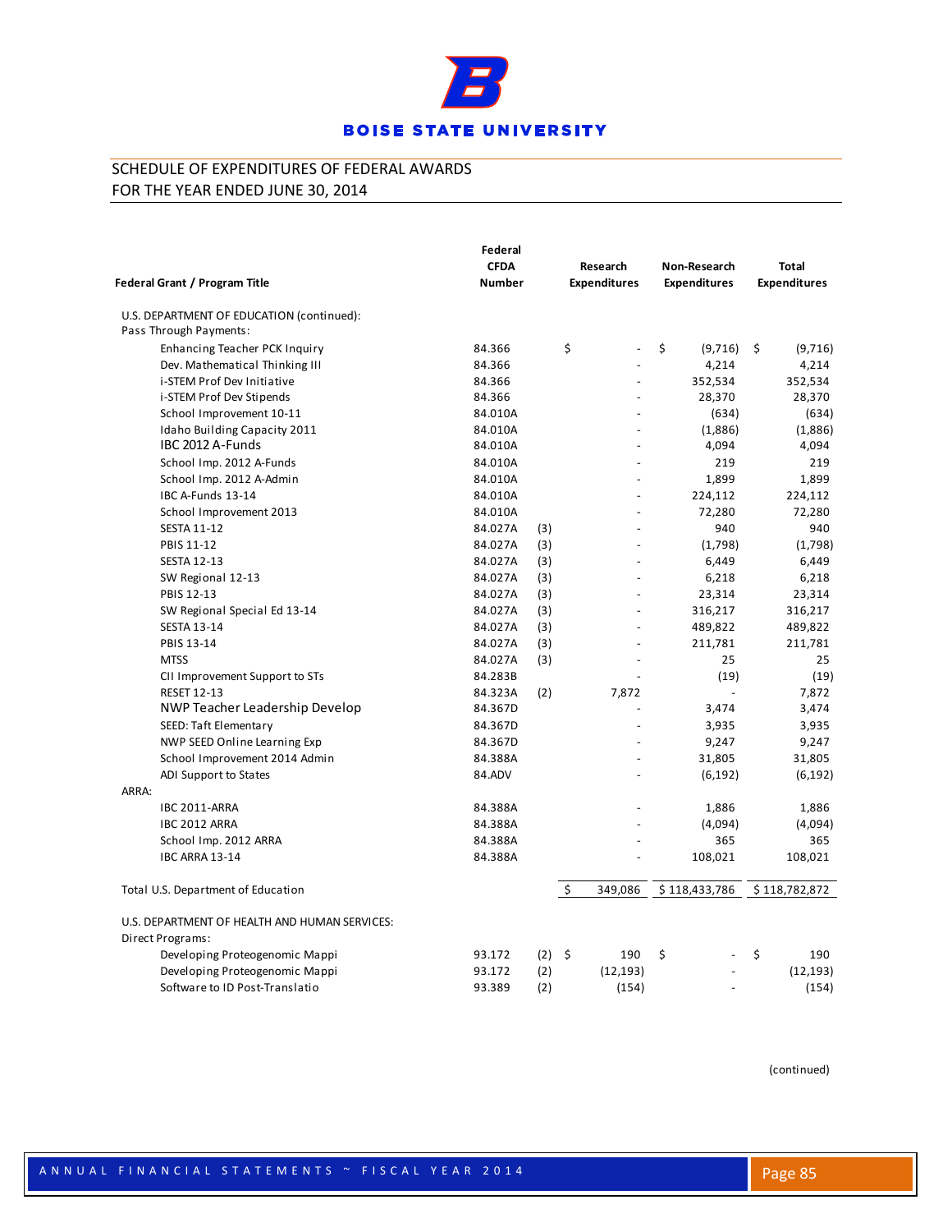**BOISE STATE UNIVERSITY**

## SCHEDULE OF EXPENDITURES OF FEDERAL AWARDS
## FOR THE YEAR ENDED JUNE 30, 2014

| Federal Grant / Program Title | Federal CFDA Number | | Research Expenditures | Non-Research Expenditures | Total Expenditures |
|---|---|---|---|---|---|
| U.S. DEPARTMENT OF EDUCATION (continued): | | | | | |
| Pass Through Payments: | | | | | |
| Enhancing Teacher PCK Inquiry | 84.366 | | $ - | $ (9,716) | $ (9,716) |
| Dev. Mathematical Thinking III | 84.366 | | - | 4,214 | 4,214 |
| i-STEM Prof Dev Initiative | 84.366 | | - | 352,534 | 352,534 |
| i-STEM Prof Dev Stipends | 84.366 | | - | 28,370 | 28,370 |
| School Improvement 10-11 | 84.010A | | - | (634) | (634) |
| Idaho Building Capacity 2011 | 84.010A | | - | (1,886) | (1,886) |
| IBC 2012 A-Funds | 84.010A | | - | 4,094 | 4,094 |
| School Imp. 2012 A-Funds | 84.010A | | - | 219 | 219 |
| School Imp. 2012 A-Admin | 84.010A | | - | 1,899 | 1,899 |
| IBC A-Funds 13-14 | 84.010A | | - | 224,112 | 224,112 |
| School Improvement 2013 | 84.010A | | - | 72,280 | 72,280 |
| SESTA 11-12 | 84.027A | (3) | - | 940 | 940 |
| PBIS 11-12 | 84.027A | (3) | - | (1,798) | (1,798) |
| SESTA 12-13 | 84.027A | (3) | - | 6,449 | 6,449 |
| SW Regional 12-13 | 84.027A | (3) | - | 6,218 | 6,218 |
| PBIS 12-13 | 84.027A | (3) | - | 23,314 | 23,314 |
| SW Regional Special Ed 13-14 | 84.027A | (3) | - | 316,217 | 316,217 |
| SESTA 13-14 | 84.027A | (3) | - | 489,822 | 489,822 |
| PBIS 13-14 | 84.027A | (3) | - | 211,781 | 211,781 |
| MTSS | 84.027A | (3) | - | 25 | 25 |
| CII Improvement Support to STs | 84.283B | | - | (19) | (19) |
| RESET 12-13 | 84.323A | (2) | 7,872 | - | 7,872 |
| NWP Teacher Leadership Develop | 84.367D | | - | 3,474 | 3,474 |
| SEED: Taft Elementary | 84.367D | | - | 3,935 | 3,935 |
| NWP SEED Online Learning Exp | 84.367D | | - | 9,247 | 9,247 |
| School Improvement 2014 Admin | 84.388A | | - | 31,805 | 31,805 |
| ADI Support to States | 84.ADV | | - | (6,192) | (6,192) |
| ARRA: | | | | | |
| IBC 2011-ARRA | 84.388A | | - | 1,886 | 1,886 |
| IBC 2012 ARRA | 84.388A | | - | (4,094) | (4,094) |
| School Imp. 2012 ARRA | 84.388A | | - | 365 | 365 |
| IBC ARRA 13-14 | 84.388A | | - | 108,021 | 108,021 |
| Total U.S. Department of Education | | | $ 349,086 | $ 118,433,786 | $ 118,782,872 |
| U.S. DEPARTMENT OF HEALTH AND HUMAN SERVICES: | | | | | |
| Direct Programs: | | | | | |
| Developing Proteogenomic Mappi | 93.172 | (2) | $ 190 | $ - | $ 190 |
| Developing Proteogenomic Mappi | 93.172 | (2) | (12,193) | - | (12,193) |
| Software to ID Post-Translatio | 93.389 | (2) | (154) | - | (154) |

(continued)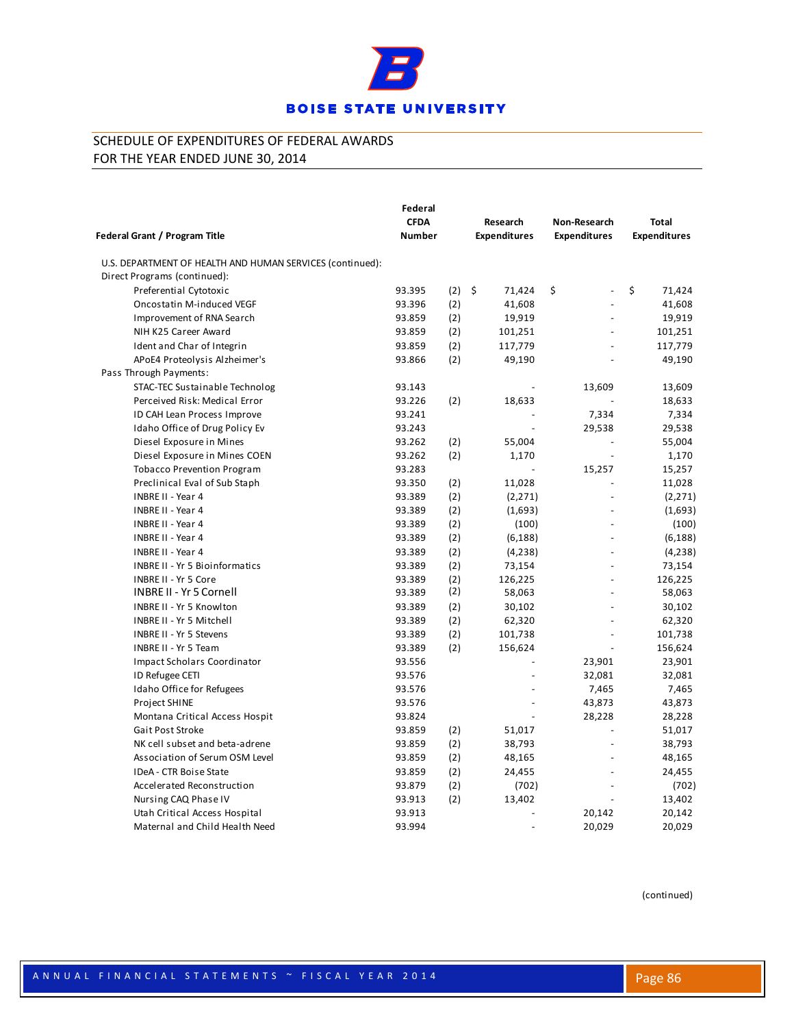# BOISE STATE UNIVERSITY

## SCHEDULE OF EXPENDITURES OF FEDERAL AWARDS
## FOR THE YEAR ENDED JUNE 30, 2014

| Federal Grant / Program Title | Federal CFDA Number | | Research Expenditures | Non-Research Expenditures | Total Expenditures |
|---|---|---|---|---|---|
| U.S. DEPARTMENT OF HEALTH AND HUMAN SERVICES (continued): | | | | | |
| Direct Programs (continued): | | | | | |
| Preferential Cytotoxic | 93.395 | (2) | $ 71,424 | $ - | $ 71,424 |
| Oncostatin M-induced VEGF | 93.396 | (2) | 41,608 | - | 41,608 |
| Improvement of RNA Search | 93.859 | (2) | 19,919 | - | 19,919 |
| NIH K25 Career Award | 93.859 | (2) | 101,251 | - | 101,251 |
| Ident and Char of Integrin | 93.859 | (2) | 117,779 | - | 117,779 |
| APoE4 Proteolysis Alzheimer's | 93.866 | (2) | 49,190 | - | 49,190 |
| Pass Through Payments: | | | | | |
| STAC-TEC Sustainable Technolog | 93.143 | | - | 13,609 | 13,609 |
| Perceived Risk: Medical Error | 93.226 | (2) | 18,633 | - | 18,633 |
| ID CAH Lean Process Improve | 93.241 | | - | 7,334 | 7,334 |
| Idaho Office of Drug Policy Ev | 93.243 | | - | 29,538 | 29,538 |
| Diesel Exposure in Mines | 93.262 | (2) | 55,004 | - | 55,004 |
| Diesel Exposure in Mines COEN | 93.262 | (2) | 1,170 | - | 1,170 |
| Tobacco Prevention Program | 93.283 | | - | 15,257 | 15,257 |
| Preclinical Eval of Sub Staph | 93.350 | (2) | 11,028 | - | 11,028 |
| INBRE II - Year 4 | 93.389 | (2) | (2,271) | - | (2,271) |
| INBRE II - Year 4 | 93.389 | (2) | (1,693) | - | (1,693) |
| INBRE II - Year 4 | 93.389 | (2) | (100) | - | (100) |
| INBRE II - Year 4 | 93.389 | (2) | (6,188) | - | (6,188) |
| INBRE II - Year 4 | 93.389 | (2) | (4,238) | - | (4,238) |
| INBRE II - Yr 5 Bioinformatics | 93.389 | (2) | 73,154 | - | 73,154 |
| INBRE II - Yr 5 Core | 93.389 | (2) | 126,225 | - | 126,225 |
| INBRE II - Yr 5 Cornell | 93.389 | (2) | 58,063 | - | 58,063 |
| INBRE II - Yr 5 Knowlton | 93.389 | (2) | 30,102 | - | 30,102 |
| INBRE II - Yr 5 Mitchell | 93.389 | (2) | 62,320 | - | 62,320 |
| INBRE II - Yr 5 Stevens | 93.389 | (2) | 101,738 | - | 101,738 |
| INBRE II - Yr 5 Team | 93.389 | (2) | 156,624 | - | 156,624 |
| Impact Scholars Coordinator | 93.556 | | - | 23,901 | 23,901 |
| ID Refugee CETI | 93.576 | | - | 32,081 | 32,081 |
| Idaho Office for Refugees | 93.576 | | - | 7,465 | 7,465 |
| Project SHINE | 93.576 | | - | 43,873 | 43,873 |
| Montana Critical Access Hospit | 93.824 | | - | 28,228 | 28,228 |
| Gait Post Stroke | 93.859 | (2) | 51,017 | - | 51,017 |
| NK cell subset and beta-adrene | 93.859 | (2) | 38,793 | - | 38,793 |
| Association of Serum OSM Level | 93.859 | (2) | 48,165 | - | 48,165 |
| IDeA - CTR Boise State | 93.859 | (2) | 24,455 | - | 24,455 |
| Accelerated Reconstruction | 93.879 | (2) | (702) | - | (702) |
| Nursing CAQ Phase IV | 93.913 | (2) | 13,402 | - | 13,402 |
| Utah Critical Access Hospital | 93.913 | | - | 20,142 | 20,142 |
| Maternal and Child Health Need | 93.994 | | - | 20,029 | 20,029 |

(continued)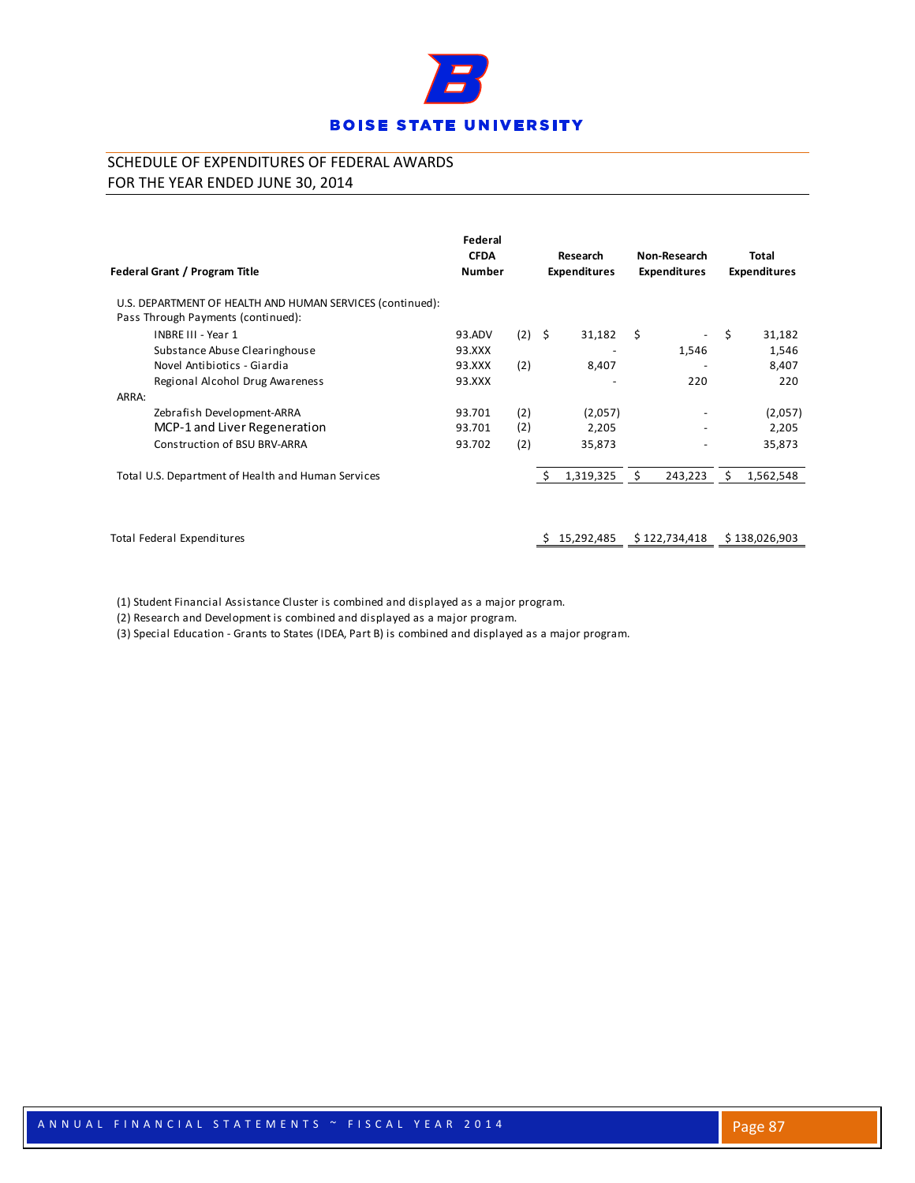BOISE STATE UNIVERSITY

SCHEDULE OF EXPENDITURES OF FEDERAL AWARDS
FOR THE YEAR ENDED JUNE 30, 2014

| Federal Grant / Program Title | Federal CFDA Number | | Research Expenditures | Non-Research Expenditures | Total Expenditures |
|---|---|---|---|---|---|
| U.S. DEPARTMENT OF HEALTH AND HUMAN SERVICES (continued): | | | | | |
| Pass Through Payments (continued): | | | | | |
| INBRE III - Year 1 | 93.ADV | (2) | $ 31,182 | $ - | $ 31,182 |
| Substance Abuse Clearinghouse | 93.XXX | | - | 1,546 | 1,546 |
| Novel Antibiotics - Giardia | 93.XXX | (2) | 8,407 | - | 8,407 |
| Regional Alcohol Drug Awareness | 93.XXX | | - | 220 | 220 |
| ARRA: | | | | | |
| Zebrafish Development-ARRA | 93.701 | (2) | (2,057) | - | (2,057) |
| MCP-1 and Liver Regeneration | 93.701 | (2) | 2,205 | - | 2,205 |
| Construction of BSU BRV-ARRA | 93.702 | (2) | 35,873 | - | 35,873 |
| Total U.S. Department of Health and Human Services | | | $ 1,319,325 | $ 243,223 | $ 1,562,548 |
| Total Federal Expenditures | | | $ 15,292,485 | $ 122,734,418 | $ 138,026,903 |

(1) Student Financial Assistance Cluster is combined and displayed as a major program.
(2) Research and Development is combined and displayed as a major program.
(3) Special Education - Grants to States (IDEA, Part B) is combined and displayed as a major program.